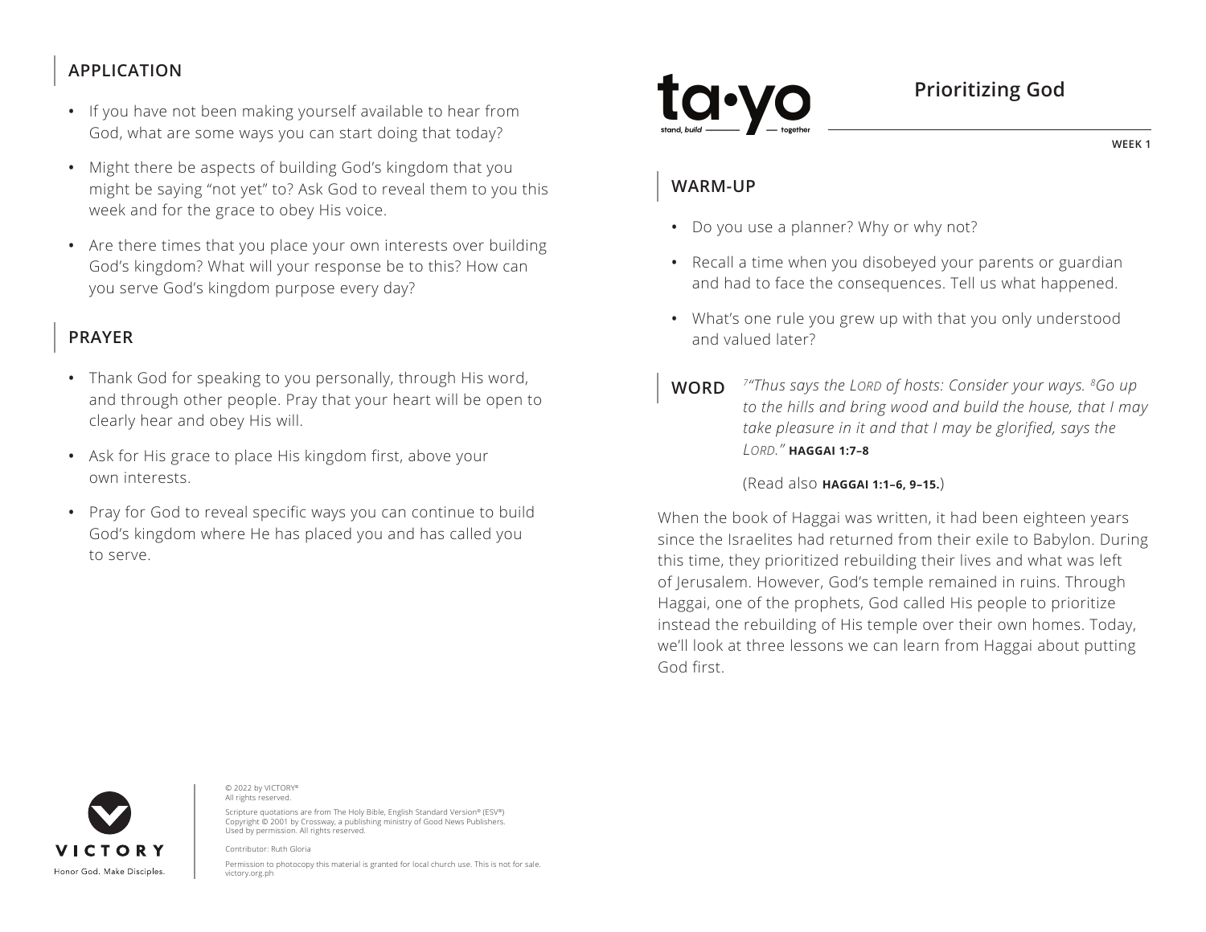# Prioritizing God

WEEK 1

## WARM-UP

- Do you use a planner? Why or why not?
- Recall a time when you disobeyed your parents or guardian and had to face the consequences. Tell us what happened.
- What's one rule you grew up with that you only understood and valued later?

## WORD

*[7]"Thus says the LORD of hosts: Consider your ways. [8]Go up to the hills and bring wood and build the house, that I may take pleasure in it and that I may be glorified, says the LORD."* **HAGGAI 1:7–8**

(Read also **HAGGAI 1:1–6, 9–15.**)

When the book of Haggai was written, it had been eighteen years since the Israelites had returned from their exile to Babylon. During this time, they prioritized rebuilding their lives and what was left of Jerusalem. However, God's temple remained in ruins. Through Haggai, one of the prophets, God called His people to prioritize instead the rebuilding of His temple over their own homes. Today, we'll look at three lessons we can learn from Haggai about putting God first.

## APPLICATION

- If you have not been making yourself available to hear from God, what are some ways you can start doing that today?
- Might there be aspects of building God's kingdom that you might be saying "not yet" to? Ask God to reveal them to you this week and for the grace to obey His voice.
- Are there times that you place your own interests over building God's kingdom? What will your response be to this? How can you serve God's kingdom purpose every day?

## PRAYER

- Thank God for speaking to you personally, through His word, and through other people. Pray that your heart will be open to clearly hear and obey His will.
- Ask for His grace to place His kingdom first, above your own interests.
- Pray for God to reveal specific ways you can continue to build God's kingdom where He has placed you and has called you to serve.

© 2022 by VICTORY®
All rights reserved.

Scripture quotations are from The Holy Bible, English Standard Version® (ESV®) Copyright © 2001 by Crossway, a publishing ministry of Good News Publishers. Used by permission. All rights reserved.

Contributor: Ruth Gloria

Permission to photocopy this material is granted for local church use. This is not for sale.
victory.org.ph

VICTORY
Honor God. Make Disciples.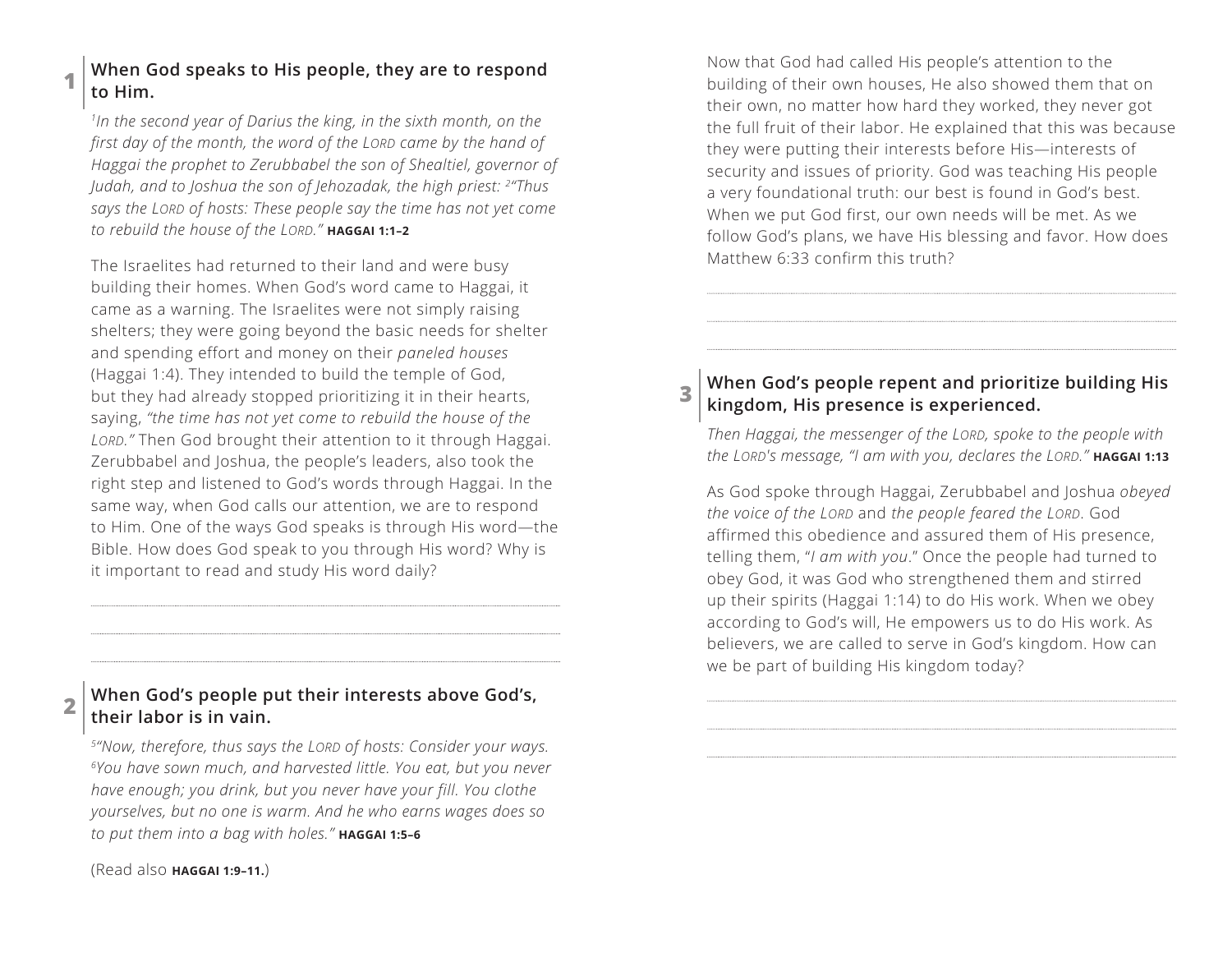## 1 When God speaks to His people, they are to respond to Him.

*[1]In the second year of Darius the king, in the sixth month, on the first day of the month, the word of the LORD came by the hand of Haggai the prophet to Zerubbabel the son of Shealtiel, governor of Judah, and to Joshua the son of Jehozadak, the high priest: [2]"Thus says the LORD of hosts: These people say the time has not yet come to rebuild the house of the LORD."* **HAGGAI 1:1–2**

The Israelites had returned to their land and were busy building their homes. When God's word came to Haggai, it came as a warning. The Israelites were not simply raising shelters; they were going beyond the basic needs for shelter and spending effort and money on their *paneled houses* (Haggai 1:4). They intended to build the temple of God, but they had already stopped prioritizing it in their hearts, saying, *"the time has not yet come to rebuild the house of the LORD."* Then God brought their attention to it through Haggai. Zerubbabel and Joshua, the people's leaders, also took the right step and listened to God's words through Haggai. In the same way, when God calls our attention, we are to respond to Him. One of the ways God speaks is through His word—the Bible. How does God speak to you through His word? Why is it important to read and study His word daily?

## 2 When God's people put their interests above God's, their labor is in vain.

*[5]"Now, therefore, thus says the LORD of hosts: Consider your ways. [6]You have sown much, and harvested little. You eat, but you never have enough; you drink, but you never have your fill. You clothe yourselves, but no one is warm. And he who earns wages does so to put them into a bag with holes."* **HAGGAI 1:5–6**

(Read also **HAGGAI 1:9–11.**)

Now that God had called His people's attention to the building of their own houses, He also showed them that on their own, no matter how hard they worked, they never got the full fruit of their labor. He explained that this was because they were putting their interests before His—interests of security and issues of priority. God was teaching His people a very foundational truth: our best is found in God's best. When we put God first, our own needs will be met. As we follow God's plans, we have His blessing and favor. How does Matthew 6:33 confirm this truth?

## 3 When God's people repent and prioritize building His kingdom, His presence is experienced.

*Then Haggai, the messenger of the LORD, spoke to the people with the LORD's message, "I am with you, declares the LORD."* **HAGGAI 1:13**

As God spoke through Haggai, Zerubbabel and Joshua *obeyed the voice of the LORD* and *the people feared the LORD*. God affirmed this obedience and assured them of His presence, telling them, "*I am with you*." Once the people had turned to obey God, it was God who strengthened them and stirred up their spirits (Haggai 1:14) to do His work. When we obey according to God's will, He empowers us to do His work. As believers, we are called to serve in God's kingdom. How can we be part of building His kingdom today?